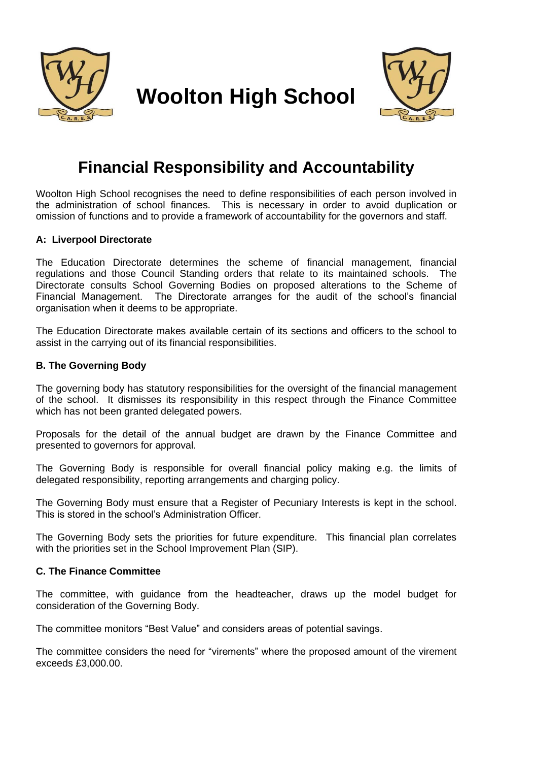# Woolton High School

## Financial Responsibility and Accountability

Woolton High School recognises the need to define responsibilities of each person involved in the administration of school finances. This is necessary in order to avoid duplication or omission of functions and to provide a framework of accountability for the governors and staff.

### A: Liverpool Directorate

The Education Directorate determines the scheme of financial management, financial regulations and those Council Standing orders that relate to its maintained schools. The Directorate consults School Governing Bodies on proposed alterations to the Scheme of Financial Management. The Directorate arranges for the audit of the school's financial organisation when it deems to be appropriate.

The Education Directorate makes available certain of its sections and officers to the school to assist in the carrying out of its financial responsibilities.

### B. The Governing Body

The governing body has statutory responsibilities for the oversight of the financial management of the school. It dismisses its responsibility in this respect through the Finance Committee which has not been granted delegated powers.

Proposals for the detail of the annual budget are drawn by the Finance Committee and presented to governors for approval.

The Governing Body is responsible for overall financial policy making e.g. the limits of delegated responsibility, reporting arrangements and charging policy.

The Governing Body must ensure that a Register of Pecuniary Interests is kept in the school. This is stored in the school's Administration Officer.

The Governing Body sets the priorities for future expenditure. This financial plan correlates with the priorities set in the School Improvement Plan (SIP).

### C. The Finance Committee

The committee, with guidance from the headteacher, draws up the model budget for consideration of the Governing Body.

The committee monitors "Best Value" and considers areas of potential savings.

The committee considers the need for "virements" where the proposed amount of the virement exceeds £3,000.00.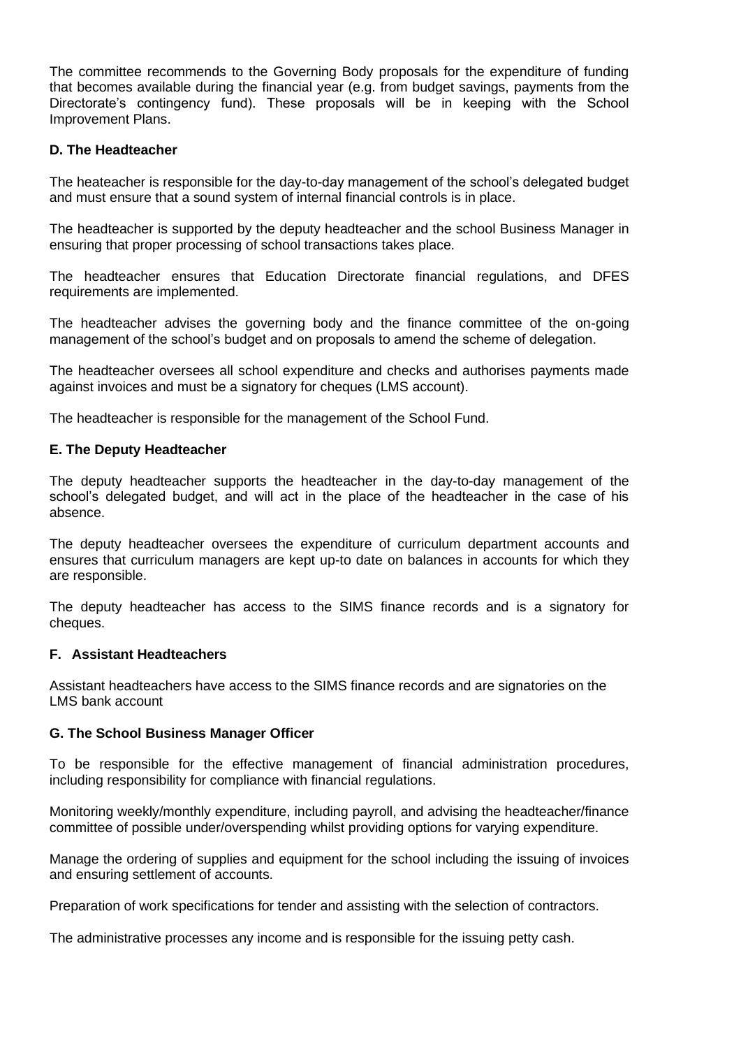The committee recommends to the Governing Body proposals for the expenditure of funding that becomes available during the financial year (e.g. from budget savings, payments from the Directorate's contingency fund). These proposals will be in keeping with the School Improvement Plans.

**D. The Headteacher**

The heateacher is responsible for the day-to-day management of the school's delegated budget and must ensure that a sound system of internal financial controls is in place.

The headteacher is supported by the deputy headteacher and the school Business Manager in ensuring that proper processing of school transactions takes place.

The headteacher ensures that Education Directorate financial regulations, and DFES requirements are implemented.

The headteacher advises the governing body and the finance committee of the on-going management of the school's budget and on proposals to amend the scheme of delegation.

The headteacher oversees all school expenditure and checks and authorises payments made against invoices and must be a signatory for cheques (LMS account).

The headteacher is responsible for the management of the School Fund.

**E. The Deputy Headteacher**

The deputy headteacher supports the headteacher in the day-to-day management of the school's delegated budget, and will act in the place of the headteacher in the case of his absence.

The deputy headteacher oversees the expenditure of curriculum department accounts and ensures that curriculum managers are kept up-to date on balances in accounts for which they are responsible.

The deputy headteacher has access to the SIMS finance records and is a signatory for cheques.

**F. Assistant Headteachers**

Assistant headteachers have access to the SIMS finance records and are signatories on the LMS bank account

**G. The School Business Manager Officer**

To be responsible for the effective management of financial administration procedures, including responsibility for compliance with financial regulations.

Monitoring weekly/monthly expenditure, including payroll, and advising the headteacher/finance committee of possible under/overspending whilst providing options for varying expenditure.

Manage the ordering of supplies and equipment for the school including the issuing of invoices and ensuring settlement of accounts.

Preparation of work specifications for tender and assisting with the selection of contractors.

The administrative processes any income and is responsible for the issuing petty cash.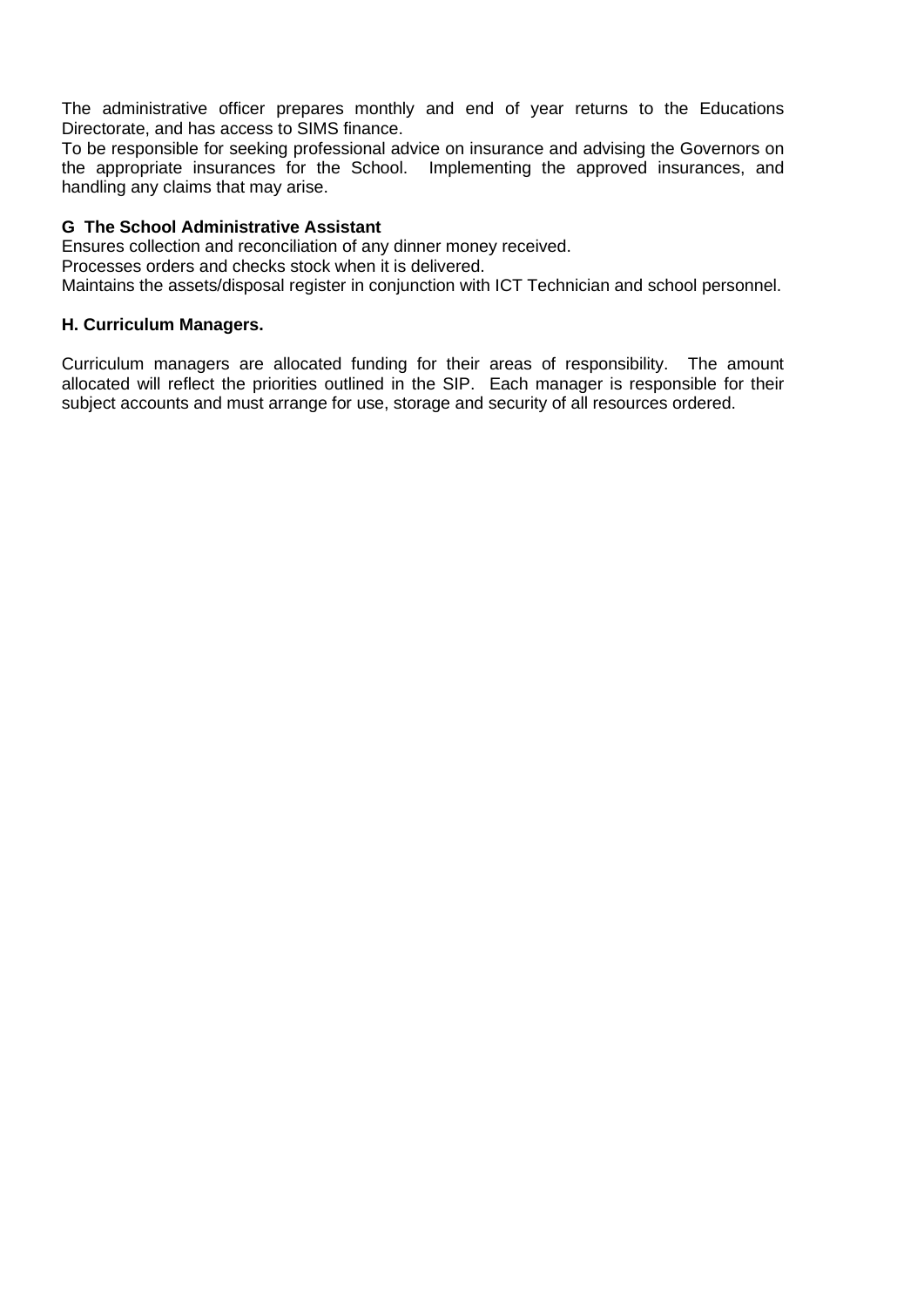The administrative officer prepares monthly and end of year returns to the Educations Directorate, and has access to SIMS finance.
To be responsible for seeking professional advice on insurance and advising the Governors on the appropriate insurances for the School. Implementing the approved insurances, and handling any claims that may arise.

**G The School Administrative Assistant**
Ensures collection and reconciliation of any dinner money received.
Processes orders and checks stock when it is delivered.
Maintains the assets/disposal register in conjunction with ICT Technician and school personnel.

**H. Curriculum Managers.**

Curriculum managers are allocated funding for their areas of responsibility. The amount allocated will reflect the priorities outlined in the SIP. Each manager is responsible for their subject accounts and must arrange for use, storage and security of all resources ordered.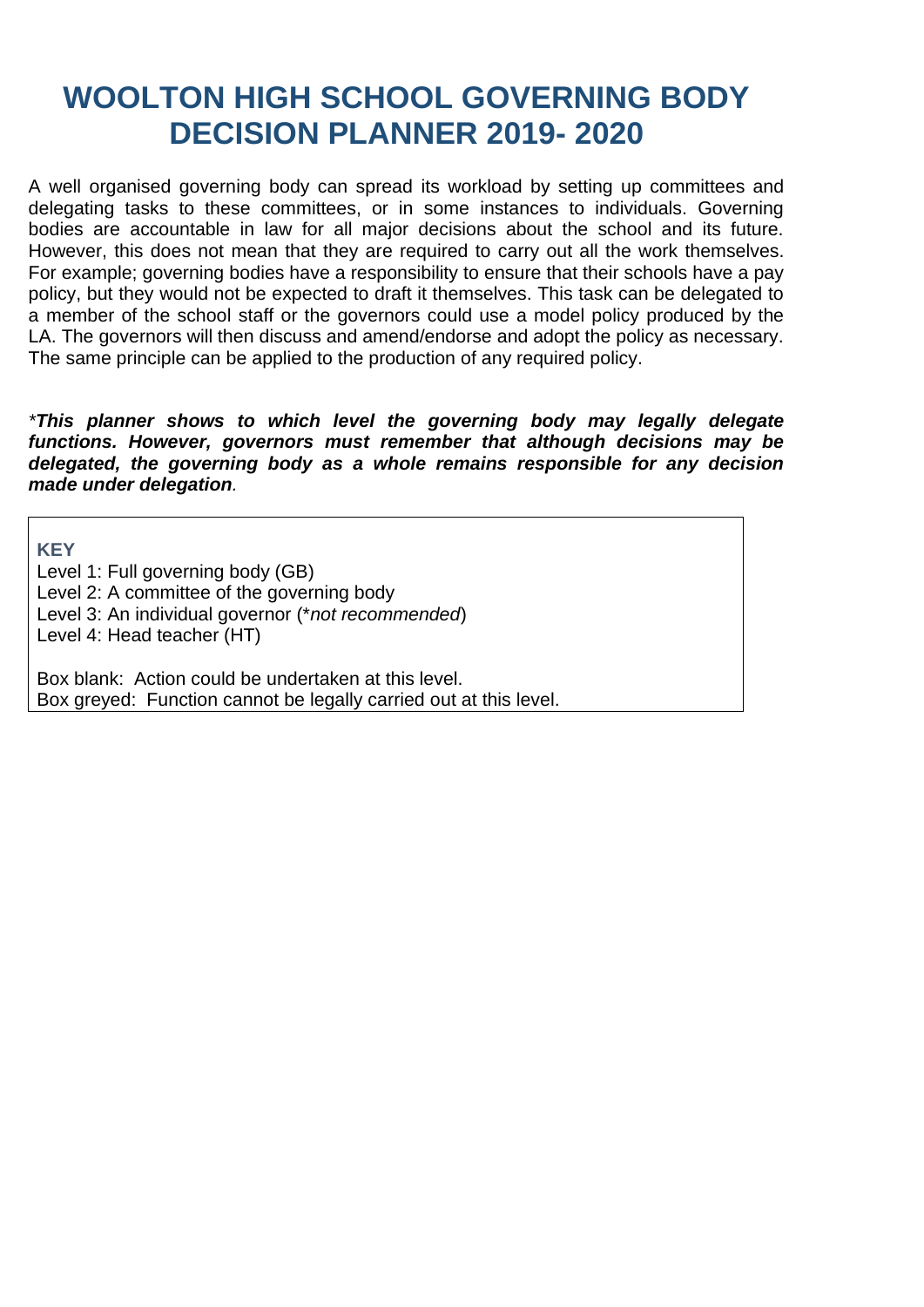# WOOLTON HIGH SCHOOL GOVERNING BODY DECISION PLANNER 2019- 2020

A well organised governing body can spread its workload by setting up committees and delegating tasks to these committees, or in some instances to individuals. Governing bodies are accountable in law for all major decisions about the school and its future. However, this does not mean that they are required to carry out all the work themselves. For example; governing bodies have a responsibility to ensure that their schools have a pay policy, but they would not be expected to draft it themselves. This task can be delegated to a member of the school staff or the governors could use a model policy produced by the LA. The governors will then discuss and amend/endorse and adopt the policy as necessary. The same principle can be applied to the production of any required policy.

*\*This planner shows to which level the governing body may legally delegate functions. However, governors must remember that although decisions may be delegated, the governing body as a whole remains responsible for any decision made under delegation*.

**KEY**

Level 1: Full governing body (GB)
Level 2: A committee of the governing body
Level 3: An individual governor (*\*not recommended*)
Level 4: Head teacher (HT)

Box blank: Action could be undertaken at this level.
Box greyed: Function cannot be legally carried out at this level.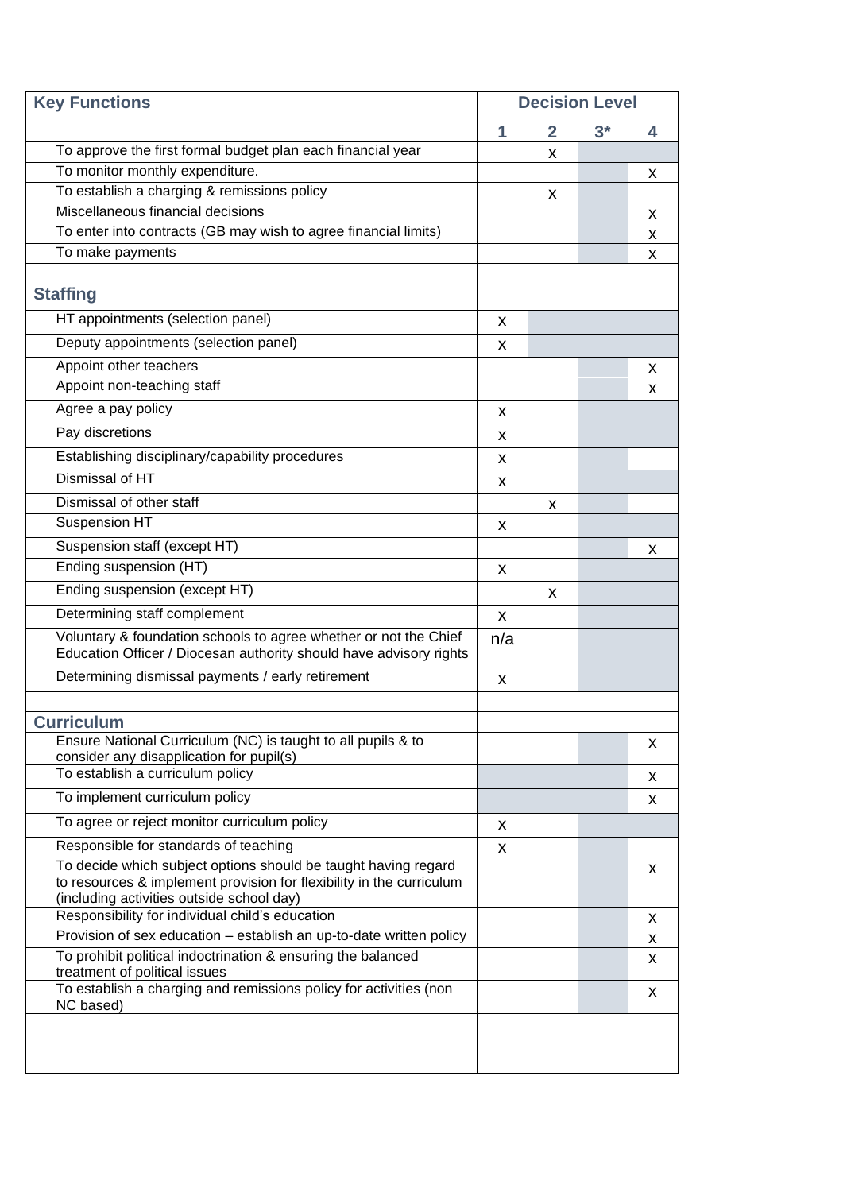| Key Functions | Decision Level | | | |
|---|---|---|---|---|
| | 1 | 2 | 3* | 4 |
| To approve the first formal budget plan each financial year | | x | | |
| To monitor monthly expenditure. | | | | x |
| To establish a charging & remissions policy | | x | | |
| Miscellaneous financial decisions | | | | x |
| To enter into contracts (GB may wish to agree financial limits) | | | | x |
| To make payments | | | | x |
| | | | | |
| **Staffing** | | | | |
| HT appointments (selection panel) | x | | | |
| Deputy appointments (selection panel) | x | | | |
| Appoint other teachers | | | | x |
| Appoint non-teaching staff | | | | x |
| Agree a pay policy | x | | | |
| Pay discretions | x | | | |
| Establishing disciplinary/capability procedures | x | | | |
| Dismissal of HT | x | | | |
| Dismissal of other staff | | x | | |
| Suspension HT | x | | | |
| Suspension staff (except HT) | | | | x |
| Ending suspension (HT) | x | | | |
| Ending suspension (except HT) | | x | | |
| Determining staff complement | x | | | |
| Voluntary & foundation schools to agree whether or not the Chief Education Officer / Diocesan authority should have advisory rights | n/a | | | |
| Determining dismissal payments / early retirement | x | | | |
| | | | | |
| **Curriculum** | | | | |
| Ensure National Curriculum (NC) is taught to all pupils & to consider any disapplication for pupil(s) | | | | x |
| To establish a curriculum policy | | | | x |
| To implement curriculum policy | | | | x |
| To agree or reject monitor curriculum policy | x | | | |
| Responsible for standards of teaching | x | | | |
| To decide which subject options should be taught having regard to resources & implement provision for flexibility in the curriculum (including activities outside school day) | | | | x |
| Responsibility for individual child's education | | | | x |
| Provision of sex education – establish an up-to-date written policy | | | | x |
| To prohibit political indoctrination & ensuring the balanced treatment of political issues | | | | x |
| To establish a charging and remissions policy for activities (non NC based) | | | | x |
| | | | | |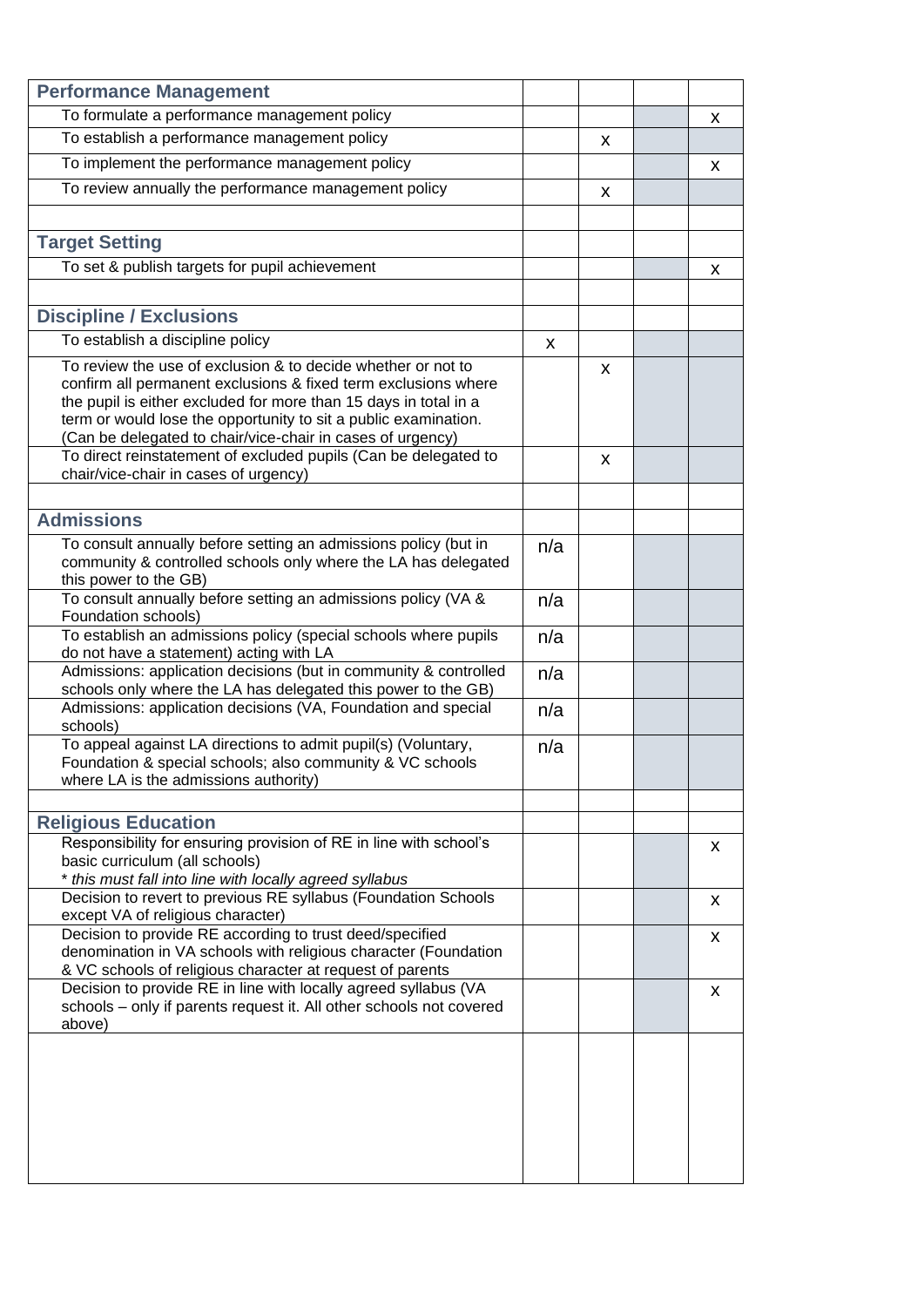| Performance Management | | | | |
|---|---|---|---|---|
| To formulate a performance management policy | | | | x |
| To establish a performance management policy | | x | | |
| To implement the performance management policy | | | | x |
| To review annually the performance management policy | | x | | |
| | | | | |
| **Target Setting** | | | | |
| To set & publish targets for pupil achievement | | | | x |
| | | | | |
| **Discipline / Exclusions** | | | | |
| To establish a discipline policy | x | | | |
| To review the use of exclusion & to decide whether or not to confirm all permanent exclusions & fixed term exclusions where the pupil is either excluded for more than 15 days in total in a term or would lose the opportunity to sit a public examination. (Can be delegated to chair/vice-chair in cases of urgency) | | x | | |
| To direct reinstatement of excluded pupils (Can be delegated to chair/vice-chair in cases of urgency) | | x | | |
| | | | | |
| **Admissions** | | | | |
| To consult annually before setting an admissions policy (but in community & controlled schools only where the LA has delegated this power to the GB) | n/a | | | |
| To consult annually before setting an admissions policy (VA & Foundation schools) | n/a | | | |
| To establish an admissions policy (special schools where pupils do not have a statement) acting with LA | n/a | | | |
| Admissions: application decisions (but in community & controlled schools only where the LA has delegated this power to the GB) | n/a | | | |
| Admissions: application decisions (VA, Foundation and special schools) | n/a | | | |
| To appeal against LA directions to admit pupil(s) (Voluntary, Foundation & special schools; also community & VC schools where LA is the admissions authority) | n/a | | | |
| | | | | |
| **Religious Education** | | | | |
| Responsibility for ensuring provision of RE in line with school's basic curriculum (all schools)<br>* *this must fall into line with locally agreed syllabus* | | | | x |
| Decision to revert to previous RE syllabus (Foundation Schools except VA of religious character) | | | | x |
| Decision to provide RE according to trust deed/specified denomination in VA schools with religious character (Foundation & VC schools of religious character at request of parents | | | | x |
| Decision to provide RE in line with locally agreed syllabus (VA schools – only if parents request it. All other schools not covered above) | | | | x |
| | | | | |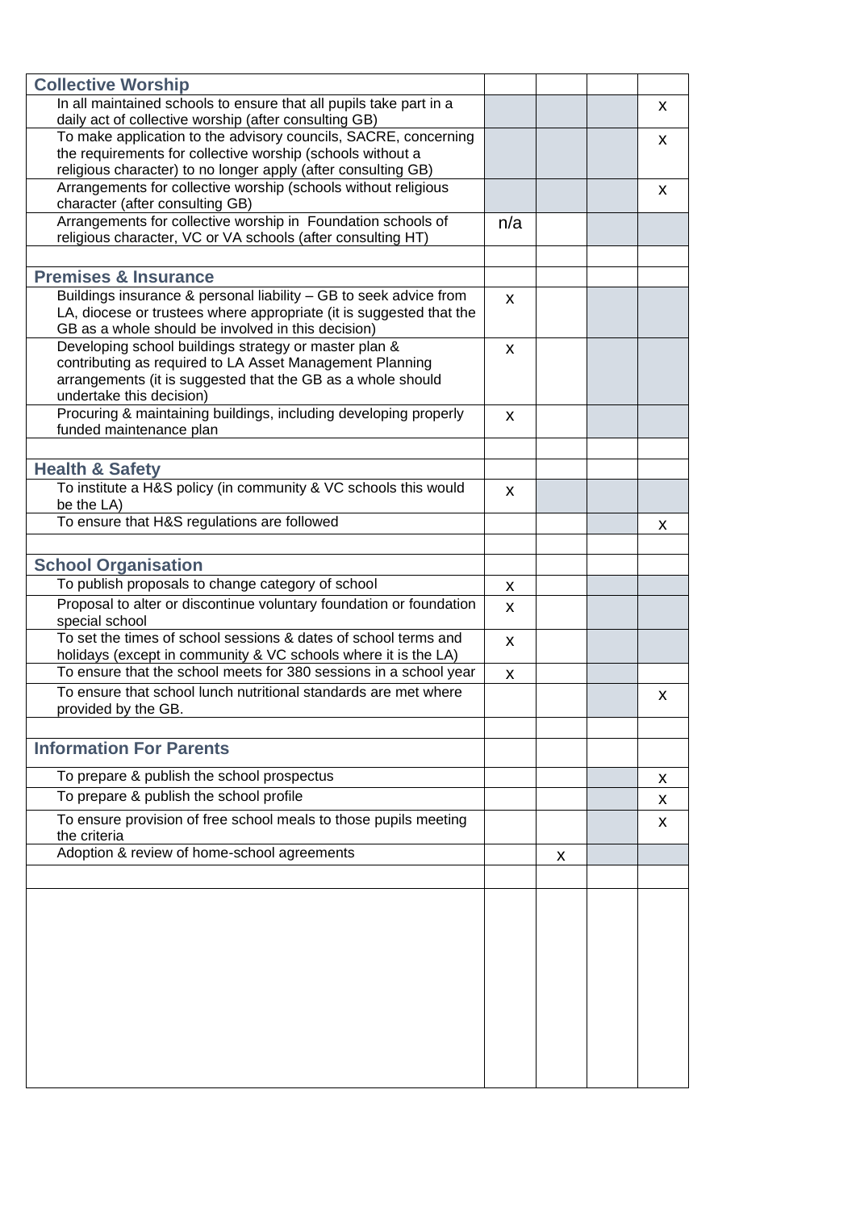| | | | | |
|---|---|---|---|---|
| **Collective Worship** | | | | |
| In all maintained schools to ensure that all pupils take part in a daily act of collective worship (after consulting GB) | | | | x |
| To make application to the advisory councils, SACRE, concerning the requirements for collective worship (schools without a religious character) to no longer apply (after consulting GB) | | | | x |
| Arrangements for collective worship (schools without religious character (after consulting GB) | | | | x |
| Arrangements for collective worship in Foundation schools of religious character, VC or VA schools (after consulting HT) | n/a | | | |
| | | | | |
| **Premises & Insurance** | | | | |
| Buildings insurance & personal liability – GB to seek advice from LA, diocese or trustees where appropriate (it is suggested that the GB as a whole should be involved in this decision) | x | | | |
| Developing school buildings strategy or master plan & contributing as required to LA Asset Management Planning arrangements (it is suggested that the GB as a whole should undertake this decision) | x | | | |
| Procuring & maintaining buildings, including developing properly funded maintenance plan | x | | | |
| | | | | |
| **Health & Safety** | | | | |
| To institute a H&S policy (in community & VC schools this would be the LA) | x | | | |
| To ensure that H&S regulations are followed | | | | x |
| | | | | |
| **School Organisation** | | | | |
| To publish proposals to change category of school | x | | | |
| Proposal to alter or discontinue voluntary foundation or foundation special school | x | | | |
| To set the times of school sessions & dates of school terms and holidays (except in community & VC schools where it is the LA) | x | | | |
| To ensure that the school meets for 380 sessions in a school year | x | | | |
| To ensure that school lunch nutritional standards are met where provided by the GB. | | | | x |
| | | | | |
| **Information For Parents** | | | | |
| To prepare & publish the school prospectus | | | | x |
| To prepare & publish the school profile | | | | x |
| To ensure provision of free school meals to those pupils meeting the criteria | | | | x |
| Adoption & review of home-school agreements | | x | | |
| | | | | |
| | | | | |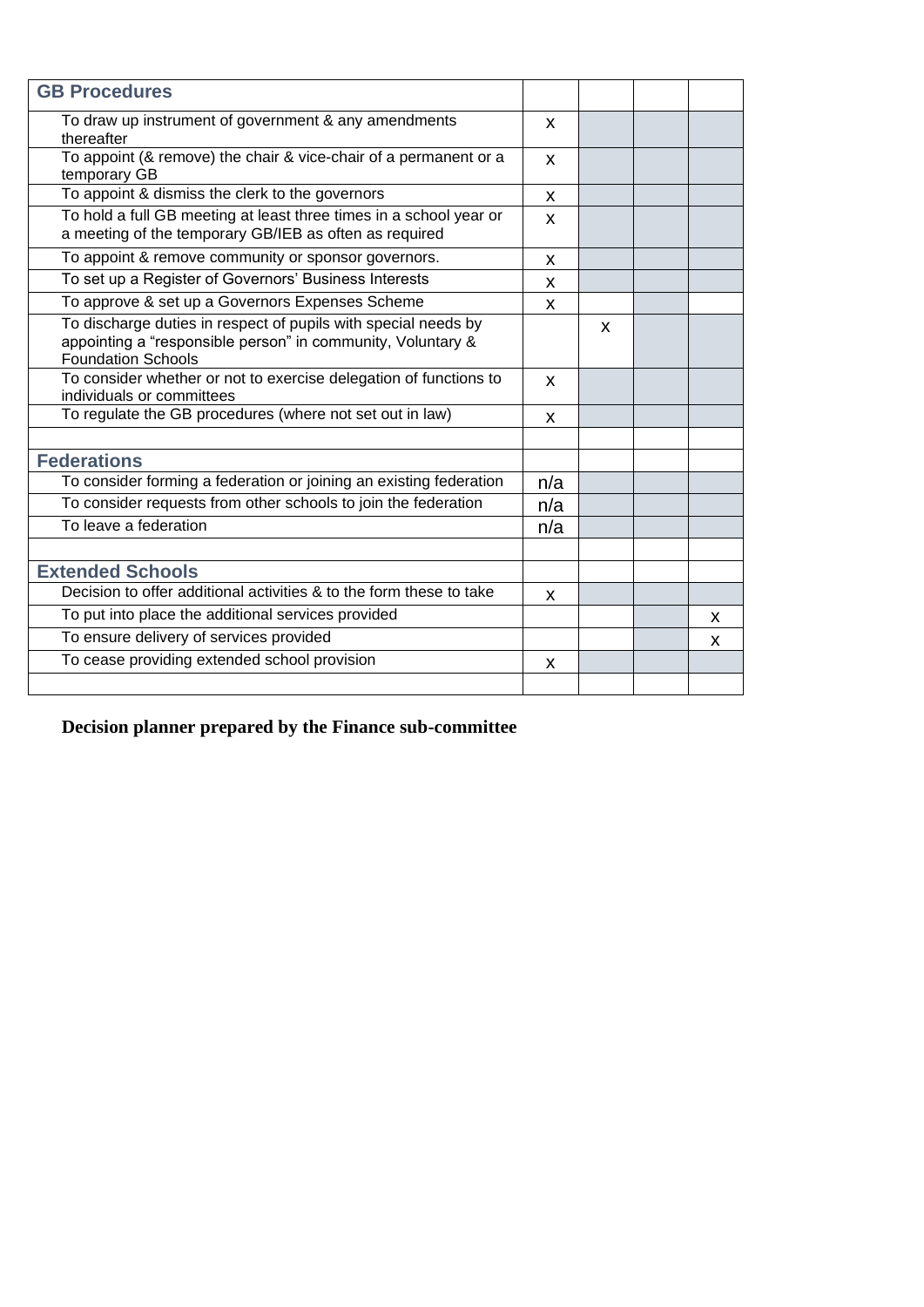| | | | | |
|---|---|---|---|---|
| **GB Procedures** | | | | |
| To draw up instrument of government & any amendments thereafter | x | | | |
| To appoint (& remove) the chair & vice-chair of a permanent or a temporary GB | x | | | |
| To appoint & dismiss the clerk to the governors | x | | | |
| To hold a full GB meeting at least three times in a school year or a meeting of the temporary GB/IEB as often as required | x | | | |
| To appoint & remove community or sponsor governors. | x | | | |
| To set up a Register of Governors' Business Interests | x | | | |
| To approve & set up a Governors Expenses Scheme | x | | | |
| To discharge duties in respect of pupils with special needs by appointing a "responsible person" in community, Voluntary & Foundation Schools | | x | | |
| To consider whether or not to exercise delegation of functions to individuals or committees | x | | | |
| To regulate the GB procedures (where not set out in law) | x | | | |
| | | | | |
| **Federations** | | | | |
| To consider forming a federation or joining an existing federation | n/a | | | |
| To consider requests from other schools to join the federation | n/a | | | |
| To leave a federation | n/a | | | |
| | | | | |
| **Extended Schools** | | | | |
| Decision to offer additional activities & to the form these to take | x | | | |
| To put into place the additional services provided | | | | x |
| To ensure delivery of services provided | | | | x |
| To cease providing extended school provision | x | | | |
| | | | | |

**Decision planner prepared by the Finance sub-committee**